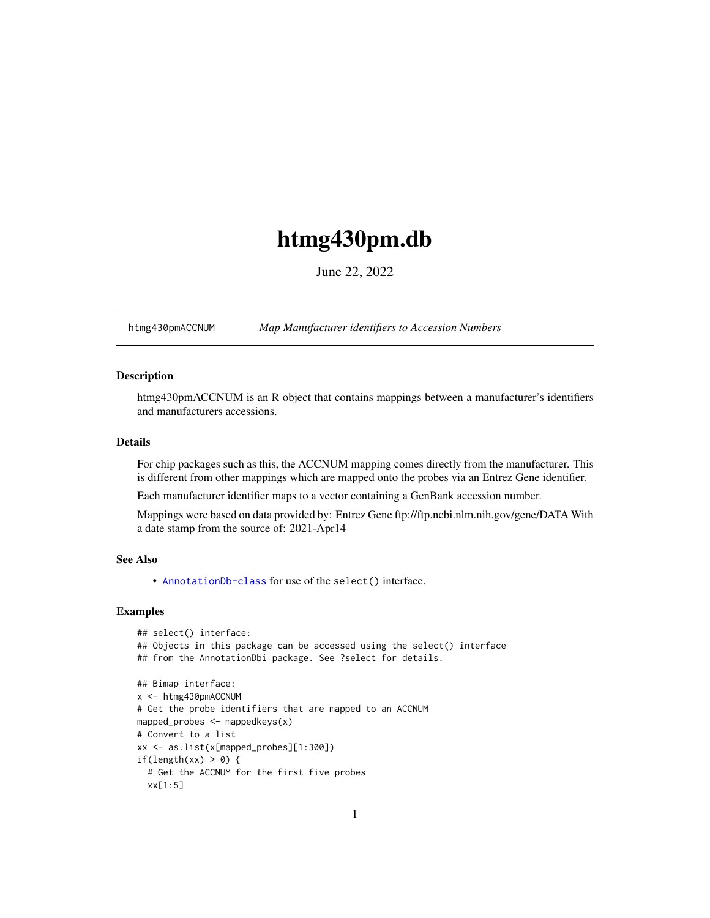# htmg430pm.db

June 22, 2022

htmg430pmACCNUM *Map Manufacturer identifiers to Accession Numbers*

### Description

htmg430pmACCNUM is an R object that contains mappings between a manufacturer's identifiers and manufacturers accessions.

### Details

For chip packages such as this, the ACCNUM mapping comes directly from the manufacturer. This is different from other mappings which are mapped onto the probes via an Entrez Gene identifier.

Each manufacturer identifier maps to a vector containing a GenBank accession number.

Mappings were based on data provided by: Entrez Gene ftp://ftp.ncbi.nlm.nih.gov/gene/DATA With a date stamp from the source of: 2021-Apr14

### See Also

- `AnnotationDb-class` for use of the `select()` interface.

### Examples

```
## select() interface:
## Objects in this package can be accessed using the select() interface
## from the AnnotationDbi package. See ?select for details.

## Bimap interface:
x <- htmg430pmACCNUM
# Get the probe identifiers that are mapped to an ACCNUM
mapped_probes <- mappedkeys(x)
# Convert to a list
xx <- as.list(x[mapped_probes][1:300])
if(length(xx) > 0) {
  # Get the ACCNUM for the first five probes
  xx[1:5]
```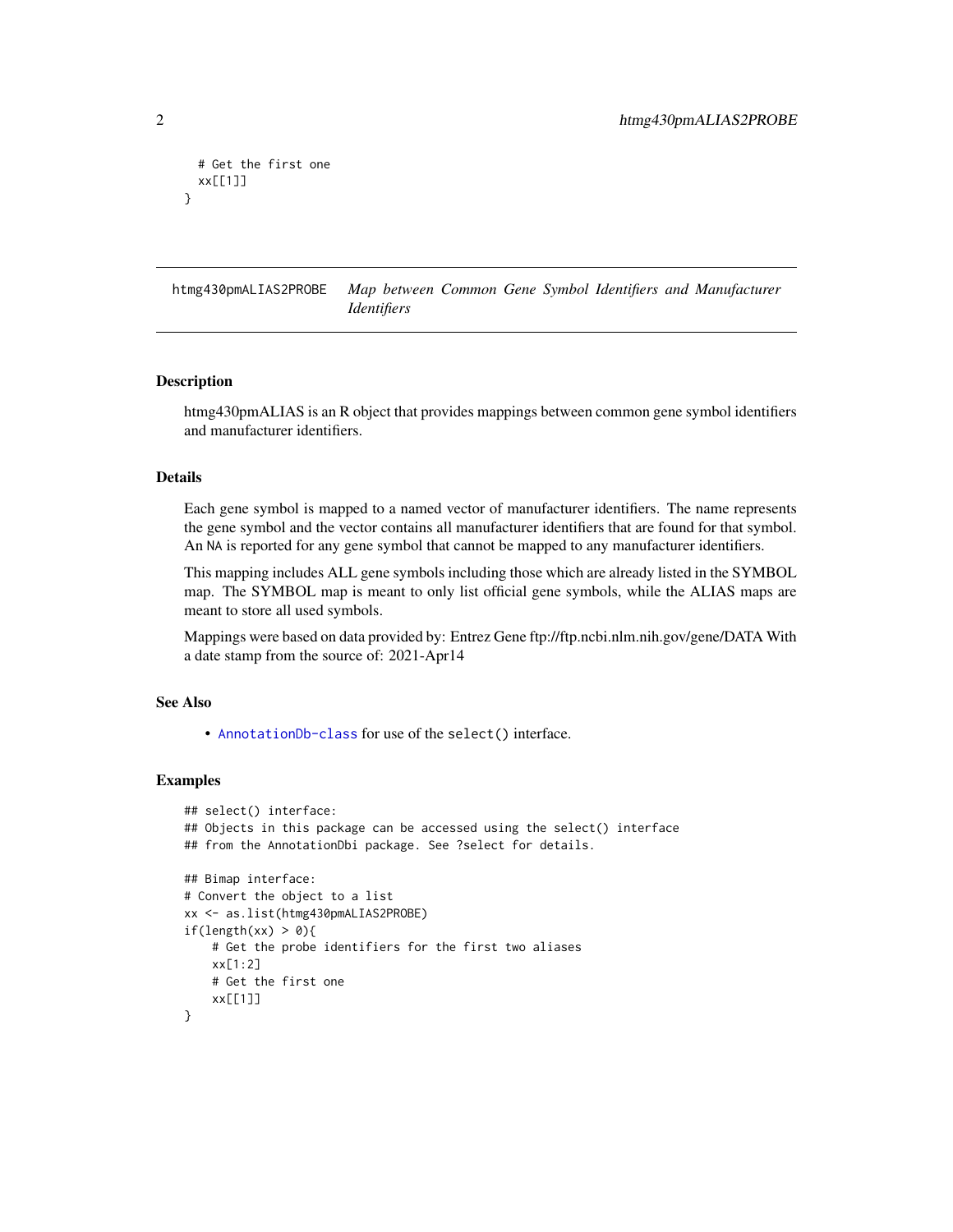```
  # Get the first one
  xx[[1]]
}
```

## htmg430pmALIAS2PROBE *Map between Common Gene Symbol Identifiers and Manufacturer Identifiers*

### Description

htmg430pmALIAS is an R object that provides mappings between common gene symbol identifiers and manufacturer identifiers.

### Details

Each gene symbol is mapped to a named vector of manufacturer identifiers. The name represents the gene symbol and the vector contains all manufacturer identifiers that are found for that symbol. An NA is reported for any gene symbol that cannot be mapped to any manufacturer identifiers.

This mapping includes ALL gene symbols including those which are already listed in the SYMBOL map. The SYMBOL map is meant to only list official gene symbols, while the ALIAS maps are meant to store all used symbols.

Mappings were based on data provided by: Entrez Gene ftp://ftp.ncbi.nlm.nih.gov/gene/DATA With a date stamp from the source of: 2021-Apr14

### See Also

- AnnotationDb-class for use of the `select()` interface.

### Examples

```
## select() interface:
## Objects in this package can be accessed using the select() interface
## from the AnnotationDbi package. See ?select for details.

## Bimap interface:
# Convert the object to a list
xx <- as.list(htmg430pmALIAS2PROBE)
if(length(xx) > 0){
    # Get the probe identifiers for the first two aliases
    xx[1:2]
    # Get the first one
    xx[[1]]
}
```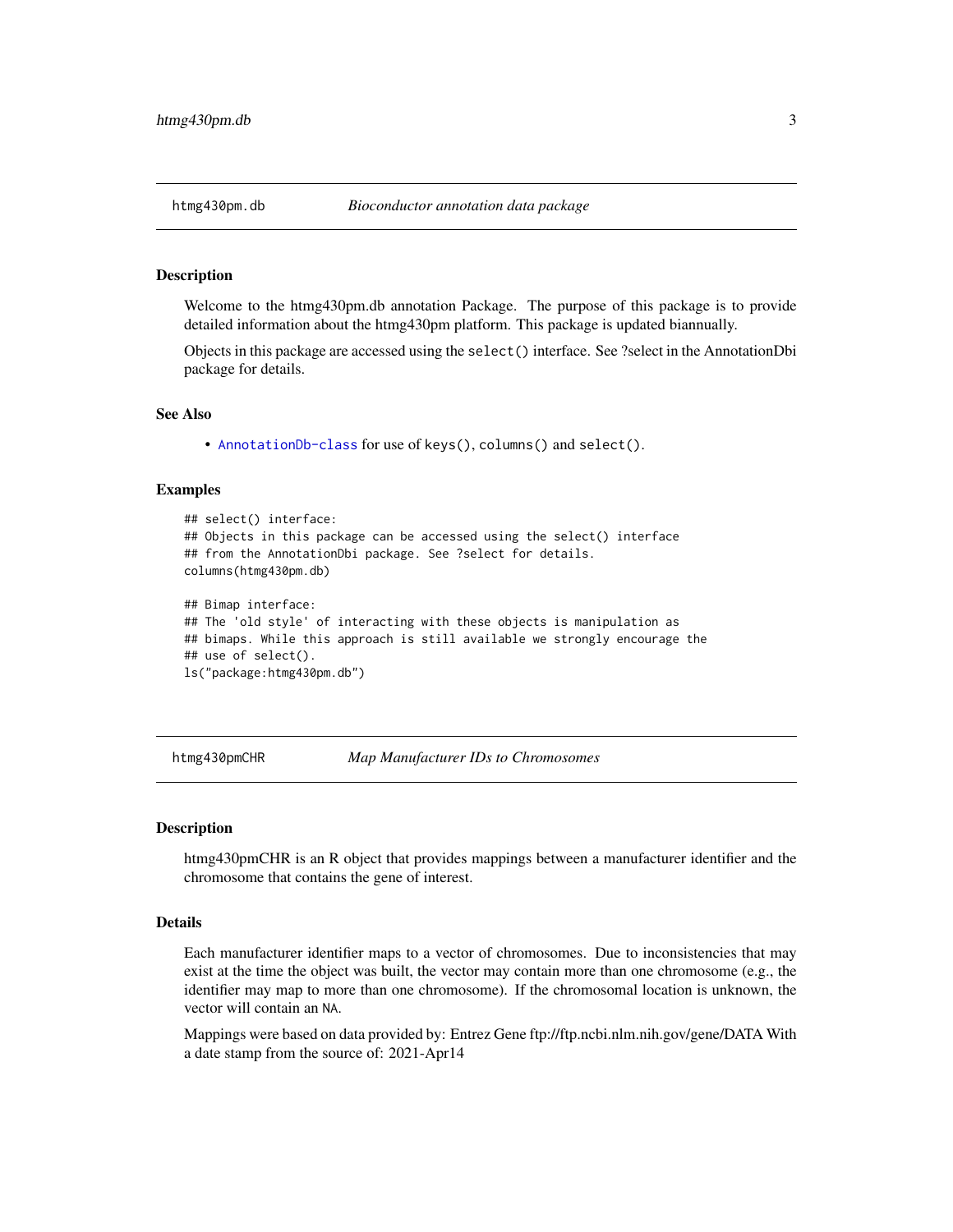## htmg430pm.db *Bioconductor annotation data package*

### Description

Welcome to the htmg430pm.db annotation Package. The purpose of this package is to provide detailed information about the htmg430pm platform. This package is updated biannually.

Objects in this package are accessed using the `select()` interface. See ?select in the AnnotationDbi package for details.

### See Also

- AnnotationDb-class for use of `keys()`, `columns()` and `select()`.

### Examples

```
## select() interface:
## Objects in this package can be accessed using the select() interface
## from the AnnotationDbi package. See ?select for details.
columns(htmg430pm.db)

## Bimap interface:
## The 'old style' of interacting with these objects is manipulation as
## bimaps. While this approach is still available we strongly encourage the
## use of select().
ls("package:htmg430pm.db")
```

## htmg430pmCHR *Map Manufacturer IDs to Chromosomes*

### Description

htmg430pmCHR is an R object that provides mappings between a manufacturer identifier and the chromosome that contains the gene of interest.

### Details

Each manufacturer identifier maps to a vector of chromosomes. Due to inconsistencies that may exist at the time the object was built, the vector may contain more than one chromosome (e.g., the identifier may map to more than one chromosome). If the chromosomal location is unknown, the vector will contain an `NA`.

Mappings were based on data provided by: Entrez Gene ftp://ftp.ncbi.nlm.nih.gov/gene/DATA With a date stamp from the source of: 2021-Apr14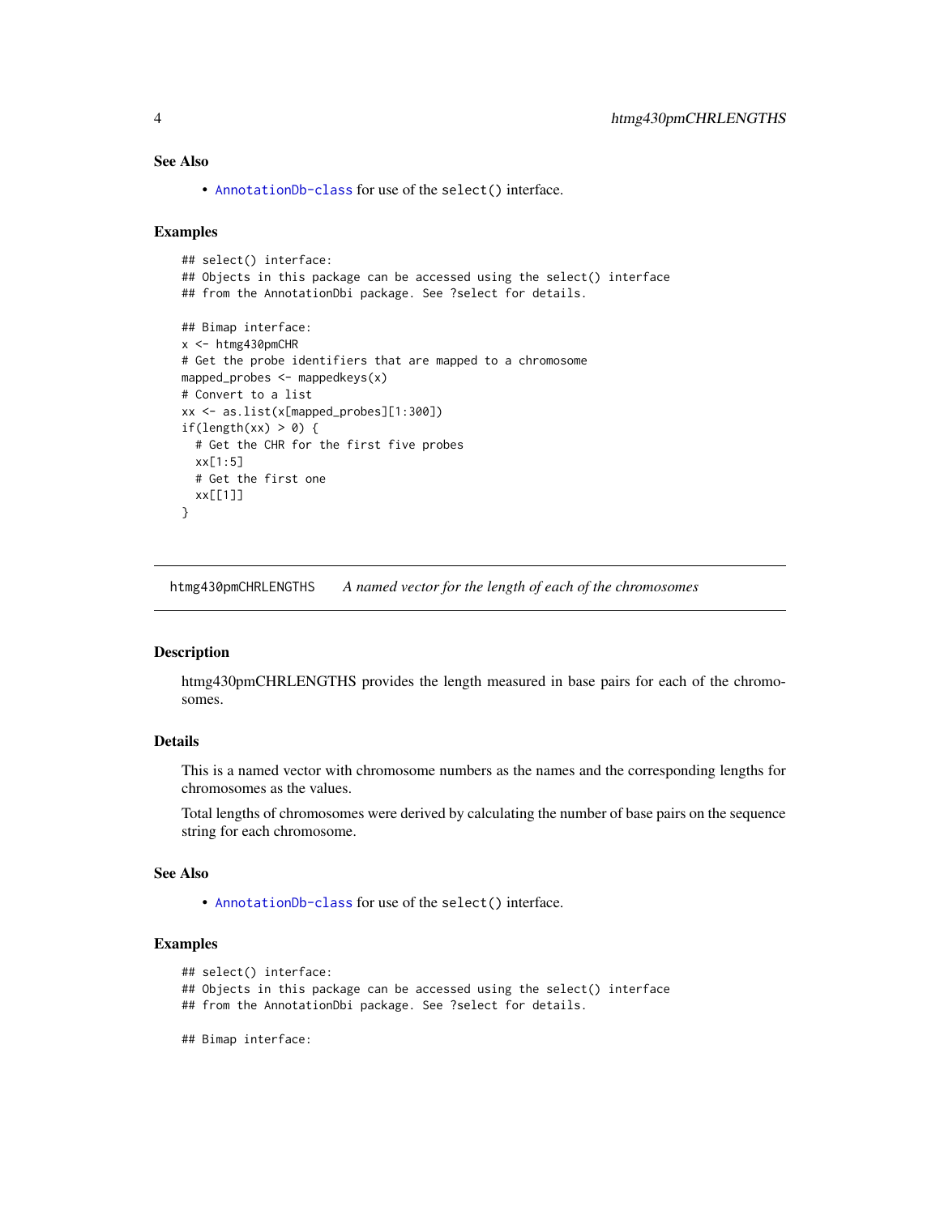### See Also

- AnnotationDb-class for use of the select() interface.

### Examples

```
## select() interface:
## Objects in this package can be accessed using the select() interface
## from the AnnotationDbi package. See ?select for details.

## Bimap interface:
x <- htmg430pmCHR
# Get the probe identifiers that are mapped to a chromosome
mapped_probes <- mappedkeys(x)
# Convert to a list
xx <- as.list(x[mapped_probes][1:300])
if(length(xx) > 0) {
  # Get the CHR for the first five probes
  xx[1:5]
  # Get the first one
  xx[[1]]
}
```

---

## htmg430pmCHRLENGTHS *A named vector for the length of each of the chromosomes*

---

### Description

htmg430pmCHRLENGTHS provides the length measured in base pairs for each of the chromosomes.

### Details

This is a named vector with chromosome numbers as the names and the corresponding lengths for chromosomes as the values.

Total lengths of chromosomes were derived by calculating the number of base pairs on the sequence string for each chromosome.

### See Also

- AnnotationDb-class for use of the select() interface.

### Examples

```
## select() interface:
## Objects in this package can be accessed using the select() interface
## from the AnnotationDbi package. See ?select for details.

## Bimap interface:
```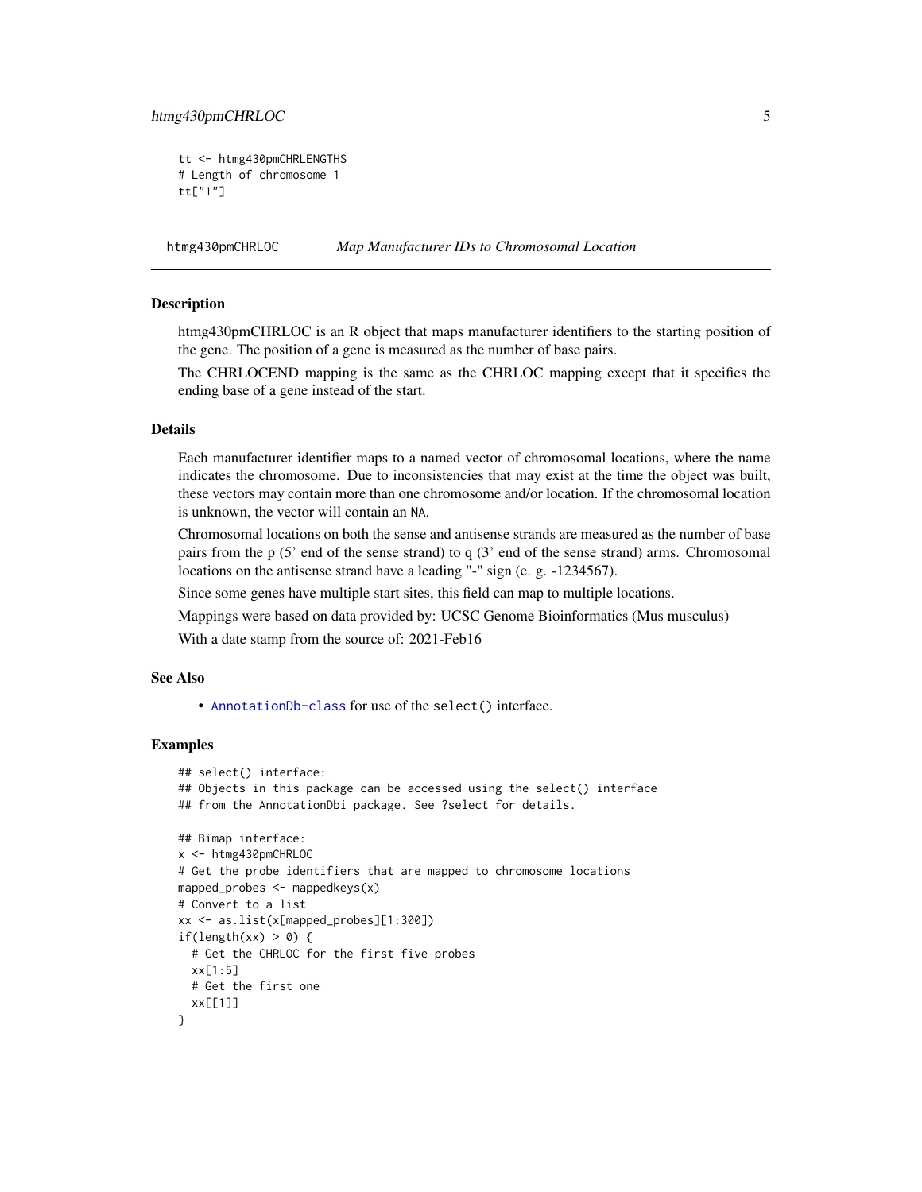```
tt <- htmg430pmCHRLENGTHS
# Length of chromosome 1
tt["1"]
```

## htmg430pmCHRLOC — *Map Manufacturer IDs to Chromosomal Location*

### Description

htmg430pmCHRLOC is an R object that maps manufacturer identifiers to the starting position of the gene. The position of a gene is measured as the number of base pairs.

The CHRLOCEND mapping is the same as the CHRLOC mapping except that it specifies the ending base of a gene instead of the start.

### Details

Each manufacturer identifier maps to a named vector of chromosomal locations, where the name indicates the chromosome. Due to inconsistencies that may exist at the time the object was built, these vectors may contain more than one chromosome and/or location. If the chromosomal location is unknown, the vector will contain an `NA`.

Chromosomal locations on both the sense and antisense strands are measured as the number of base pairs from the p (5' end of the sense strand) to q (3' end of the sense strand) arms. Chromosomal locations on the antisense strand have a leading "-" sign (e. g. -1234567).

Since some genes have multiple start sites, this field can map to multiple locations.

Mappings were based on data provided by: UCSC Genome Bioinformatics (Mus musculus)

With a date stamp from the source of: 2021-Feb16

### See Also

- `AnnotationDb-class` for use of the `select()` interface.

### Examples

```
## select() interface:
## Objects in this package can be accessed using the select() interface
## from the AnnotationDbi package. See ?select for details.

## Bimap interface:
x <- htmg430pmCHRLOC
# Get the probe identifiers that are mapped to chromosome locations
mapped_probes <- mappedkeys(x)
# Convert to a list
xx <- as.list(x[mapped_probes][1:300])
if(length(xx) > 0) {
  # Get the CHRLOC for the first five probes
  xx[1:5]
  # Get the first one
  xx[[1]]
}
```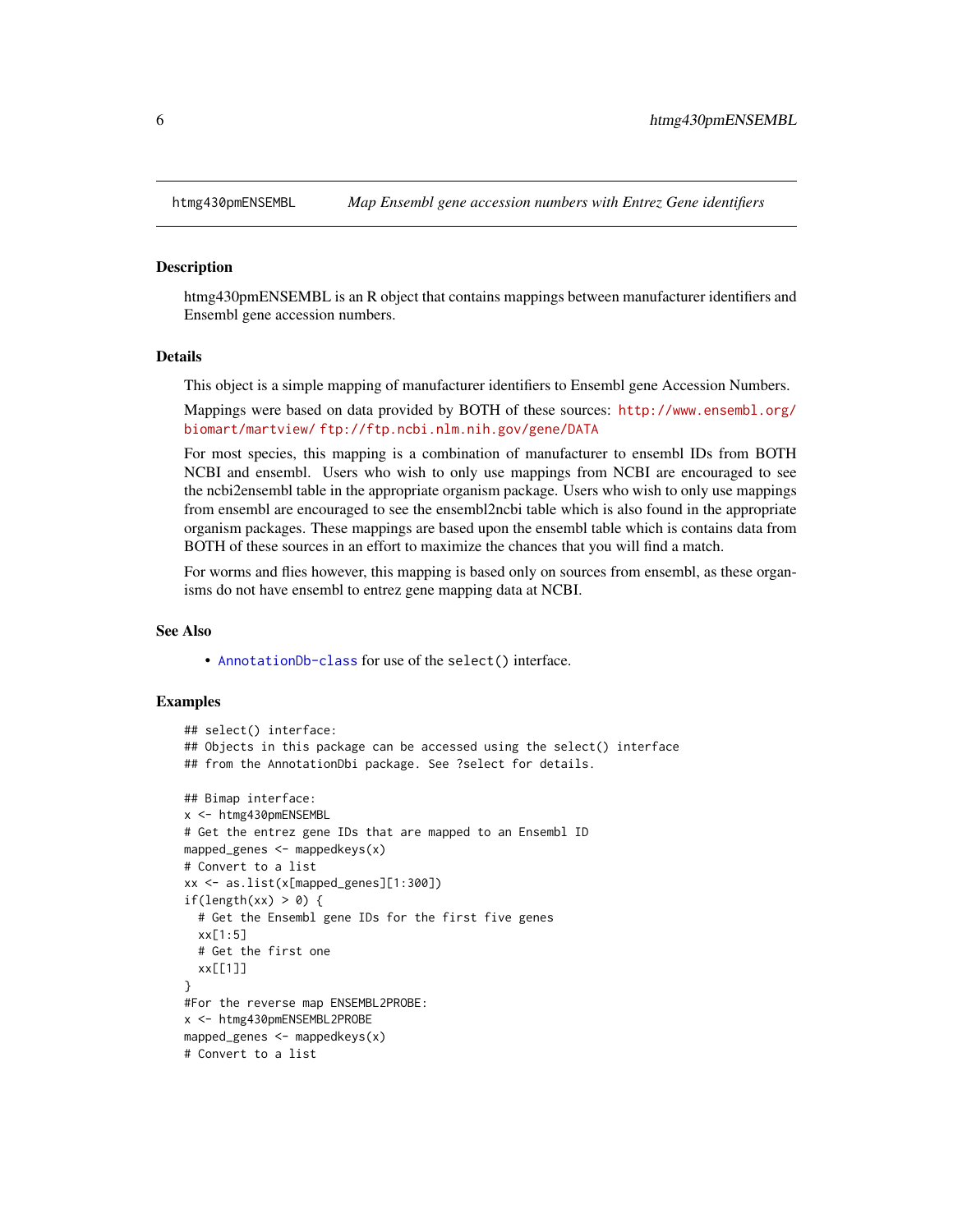htmg430pmENSEMBL *Map Ensembl gene accession numbers with Entrez Gene identifiers*

## Description

htmg430pmENSEMBL is an R object that contains mappings between manufacturer identifiers and Ensembl gene accession numbers.

## Details

This object is a simple mapping of manufacturer identifiers to Ensembl gene Accession Numbers.

Mappings were based on data provided by BOTH of these sources: http://www.ensembl.org/biomart/martview/ ftp://ftp.ncbi.nlm.nih.gov/gene/DATA

For most species, this mapping is a combination of manufacturer to ensembl IDs from BOTH NCBI and ensembl. Users who wish to only use mappings from NCBI are encouraged to see the ncbi2ensembl table in the appropriate organism package. Users who wish to only use mappings from ensembl are encouraged to see the ensembl2ncbi table which is also found in the appropriate organism packages. These mappings are based upon the ensembl table which is contains data from BOTH of these sources in an effort to maximize the chances that you will find a match.

For worms and flies however, this mapping is based only on sources from ensembl, as these organisms do not have ensembl to entrez gene mapping data at NCBI.

## See Also

- AnnotationDb-class for use of the `select()` interface.

## Examples

```
## select() interface:
## Objects in this package can be accessed using the select() interface
## from the AnnotationDbi package. See ?select for details.

## Bimap interface:
x <- htmg430pmENSEMBL
# Get the entrez gene IDs that are mapped to an Ensembl ID
mapped_genes <- mappedkeys(x)
# Convert to a list
xx <- as.list(x[mapped_genes][1:300])
if(length(xx) > 0) {
  # Get the Ensembl gene IDs for the first five genes
  xx[1:5]
  # Get the first one
  xx[[1]]
}
#For the reverse map ENSEMBL2PROBE:
x <- htmg430pmENSEMBL2PROBE
mapped_genes <- mappedkeys(x)
# Convert to a list
```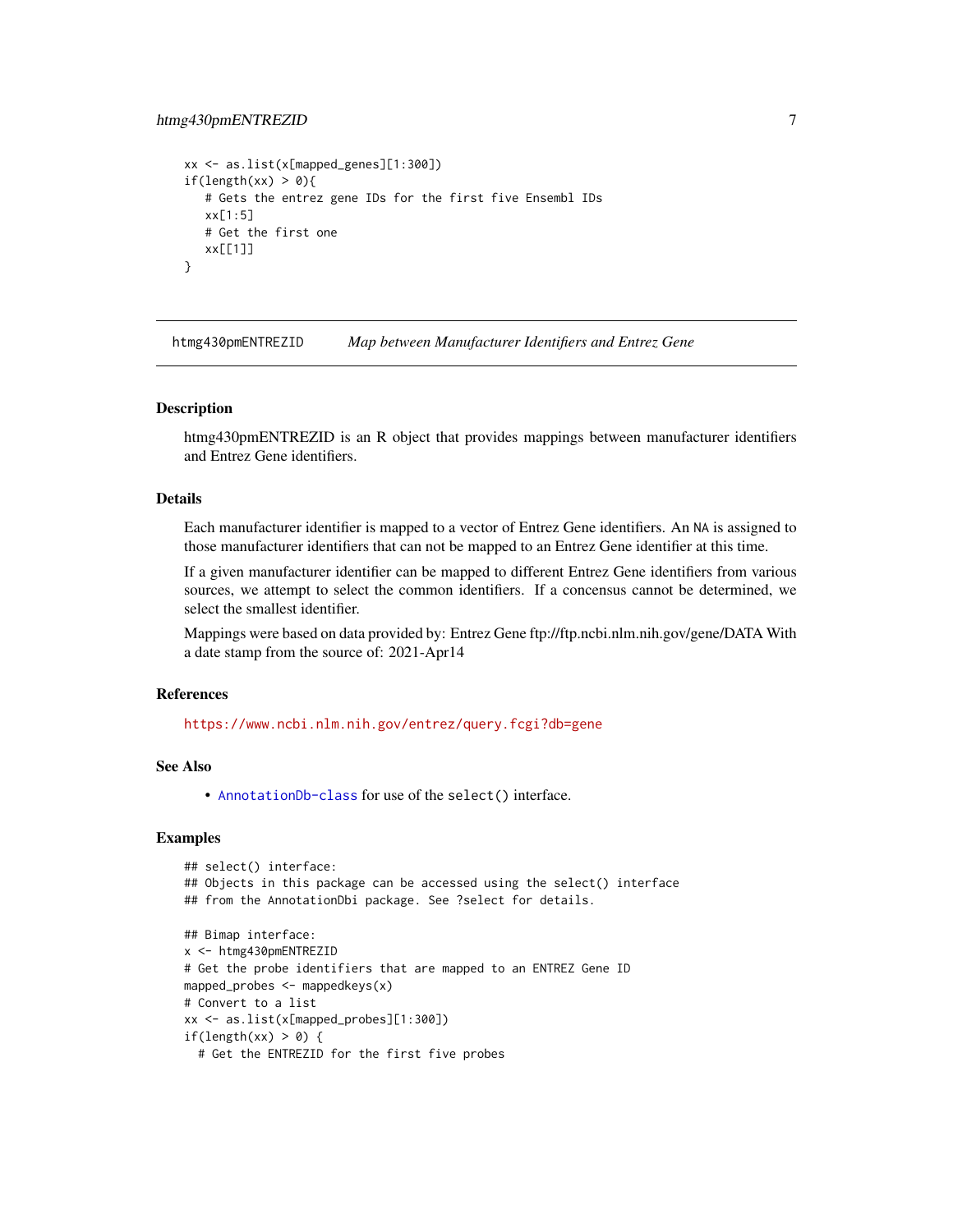```
xx <- as.list(x[mapped_genes][1:300])
if(length(xx) > 0){
   # Gets the entrez gene IDs for the first five Ensembl IDs
   xx[1:5]
   # Get the first one
   xx[[1]]
}
```

## htmg430pmENTREZID — *Map between Manufacturer Identifiers and Entrez Gene*

### Description

htmg430pmENTREZID is an R object that provides mappings between manufacturer identifiers and Entrez Gene identifiers.

### Details

Each manufacturer identifier is mapped to a vector of Entrez Gene identifiers. An NA is assigned to those manufacturer identifiers that can not be mapped to an Entrez Gene identifier at this time.

If a given manufacturer identifier can be mapped to different Entrez Gene identifiers from various sources, we attempt to select the common identifiers. If a concensus cannot be determined, we select the smallest identifier.

Mappings were based on data provided by: Entrez Gene ftp://ftp.ncbi.nlm.nih.gov/gene/DATA With a date stamp from the source of: 2021-Apr14

### References

https://www.ncbi.nlm.nih.gov/entrez/query.fcgi?db=gene

### See Also

- AnnotationDb-class for use of the select() interface.

### Examples

```
## select() interface:
## Objects in this package can be accessed using the select() interface
## from the AnnotationDbi package. See ?select for details.

## Bimap interface:
x <- htmg430pmENTREZID
# Get the probe identifiers that are mapped to an ENTREZ Gene ID
mapped_probes <- mappedkeys(x)
# Convert to a list
xx <- as.list(x[mapped_probes][1:300])
if(length(xx) > 0) {
  # Get the ENTREZID for the first five probes
```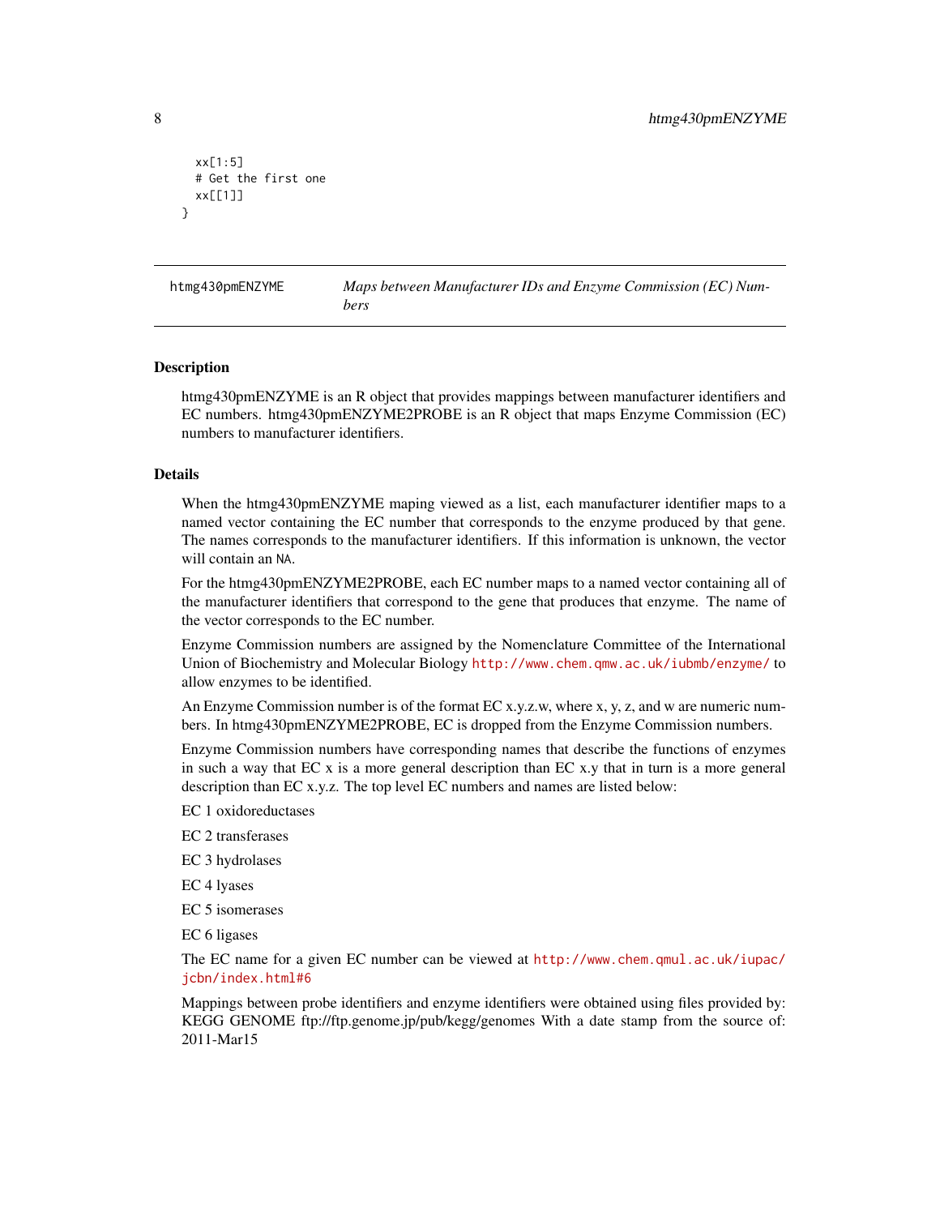```
  xx[1:5]
  # Get the first one
  xx[[1]]
}
```

## htmg430pmENZYME *Maps between Manufacturer IDs and Enzyme Commission (EC) Numbers*

### Description

htmg430pmENZYME is an R object that provides mappings between manufacturer identifiers and EC numbers. htmg430pmENZYME2PROBE is an R object that maps Enzyme Commission (EC) numbers to manufacturer identifiers.

### Details

When the htmg430pmENZYME maping viewed as a list, each manufacturer identifier maps to a named vector containing the EC number that corresponds to the enzyme produced by that gene. The names corresponds to the manufacturer identifiers. If this information is unknown, the vector will contain an `NA`.

For the htmg430pmENZYME2PROBE, each EC number maps to a named vector containing all of the manufacturer identifiers that correspond to the gene that produces that enzyme. The name of the vector corresponds to the EC number.

Enzyme Commission numbers are assigned by the Nomenclature Committee of the International Union of Biochemistry and Molecular Biology http://www.chem.qmw.ac.uk/iubmb/enzyme/ to allow enzymes to be identified.

An Enzyme Commission number is of the format EC x.y.z.w, where x, y, z, and w are numeric numbers. In htmg430pmENZYME2PROBE, EC is dropped from the Enzyme Commission numbers.

Enzyme Commission numbers have corresponding names that describe the functions of enzymes in such a way that EC x is a more general description than EC x.y that in turn is a more general description than EC x.y.z. The top level EC numbers and names are listed below:

EC 1 oxidoreductases

EC 2 transferases

EC 3 hydrolases

EC 4 lyases

EC 5 isomerases

EC 6 ligases

The EC name for a given EC number can be viewed at http://www.chem.qmul.ac.uk/iupac/jcbn/index.html#6

Mappings between probe identifiers and enzyme identifiers were obtained using files provided by: KEGG GENOME ftp://ftp.genome.jp/pub/kegg/genomes With a date stamp from the source of: 2011-Mar15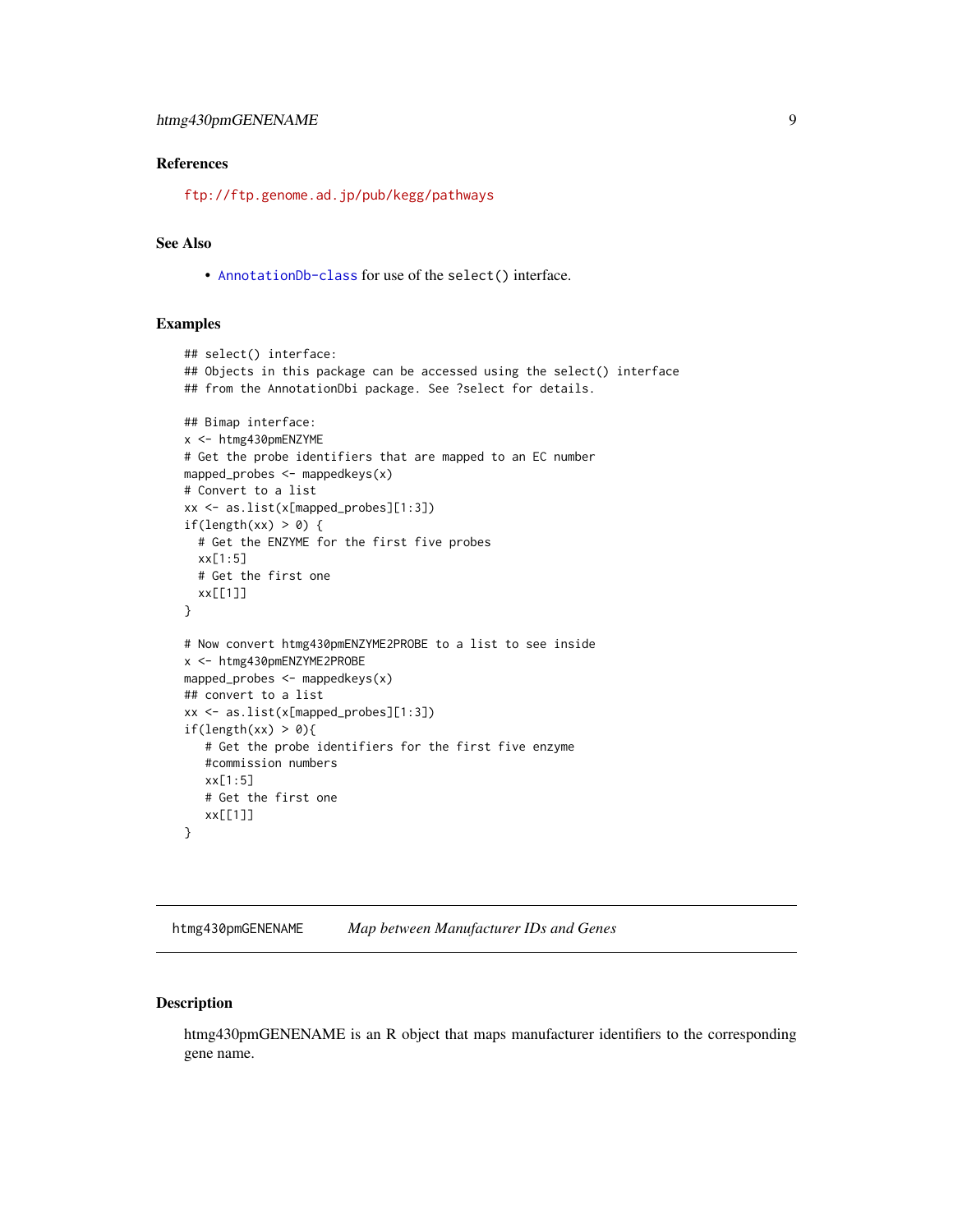### References

ftp://ftp.genome.ad.jp/pub/kegg/pathways

### See Also

- AnnotationDb-class for use of the select() interface.

### Examples

```
## select() interface:
## Objects in this package can be accessed using the select() interface
## from the AnnotationDbi package. See ?select for details.

## Bimap interface:
x <- htmg430pmENZYME
# Get the probe identifiers that are mapped to an EC number
mapped_probes <- mappedkeys(x)
# Convert to a list
xx <- as.list(x[mapped_probes][1:3])
if(length(xx) > 0) {
  # Get the ENZYME for the first five probes
  xx[1:5]
  # Get the first one
  xx[[1]]
}

# Now convert htmg430pmENZYME2PROBE to a list to see inside
x <- htmg430pmENZYME2PROBE
mapped_probes <- mappedkeys(x)
## convert to a list
xx <- as.list(x[mapped_probes][1:3])
if(length(xx) > 0){
   # Get the probe identifiers for the first five enzyme
   #commission numbers
   xx[1:5]
   # Get the first one
   xx[[1]]
}
```

---

## htmg430pmGENENAME    *Map between Manufacturer IDs and Genes*

---

### Description

htmg430pmGENENAME is an R object that maps manufacturer identifiers to the corresponding gene name.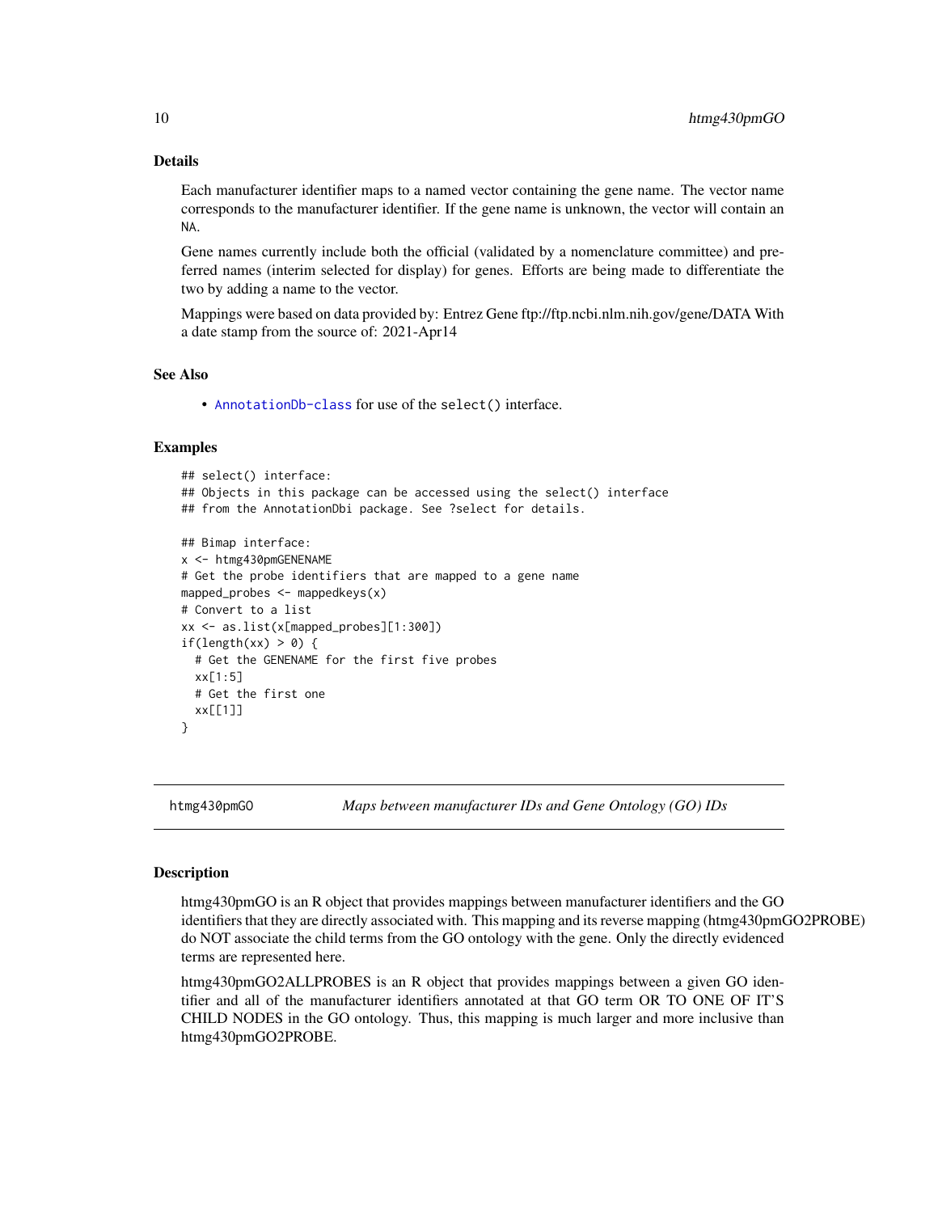## Details

Each manufacturer identifier maps to a named vector containing the gene name. The vector name corresponds to the manufacturer identifier. If the gene name is unknown, the vector will contain an NA.

Gene names currently include both the official (validated by a nomenclature committee) and preferred names (interim selected for display) for genes. Efforts are being made to differentiate the two by adding a name to the vector.

Mappings were based on data provided by: Entrez Gene ftp://ftp.ncbi.nlm.nih.gov/gene/DATA With a date stamp from the source of: 2021-Apr14

## See Also

- AnnotationDb-class for use of the select() interface.

## Examples

```
## select() interface:
## Objects in this package can be accessed using the select() interface
## from the AnnotationDbi package. See ?select for details.

## Bimap interface:
x <- htmg430pmGENENAME
# Get the probe identifiers that are mapped to a gene name
mapped_probes <- mappedkeys(x)
# Convert to a list
xx <- as.list(x[mapped_probes][1:300])
if(length(xx) > 0) {
  # Get the GENENAME for the first five probes
  xx[1:5]
  # Get the first one
  xx[[1]]
}
```

---

# htmg430pmGO — *Maps between manufacturer IDs and Gene Ontology (GO) IDs*

## Description

htmg430pmGO is an R object that provides mappings between manufacturer identifiers and the GO identifiers that they are directly associated with. This mapping and its reverse mapping (htmg430pmGO2PROBE) do NOT associate the child terms from the GO ontology with the gene. Only the directly evidenced terms are represented here.

htmg430pmGO2ALLPROBES is an R object that provides mappings between a given GO identifier and all of the manufacturer identifiers annotated at that GO term OR TO ONE OF IT'S CHILD NODES in the GO ontology. Thus, this mapping is much larger and more inclusive than htmg430pmGO2PROBE.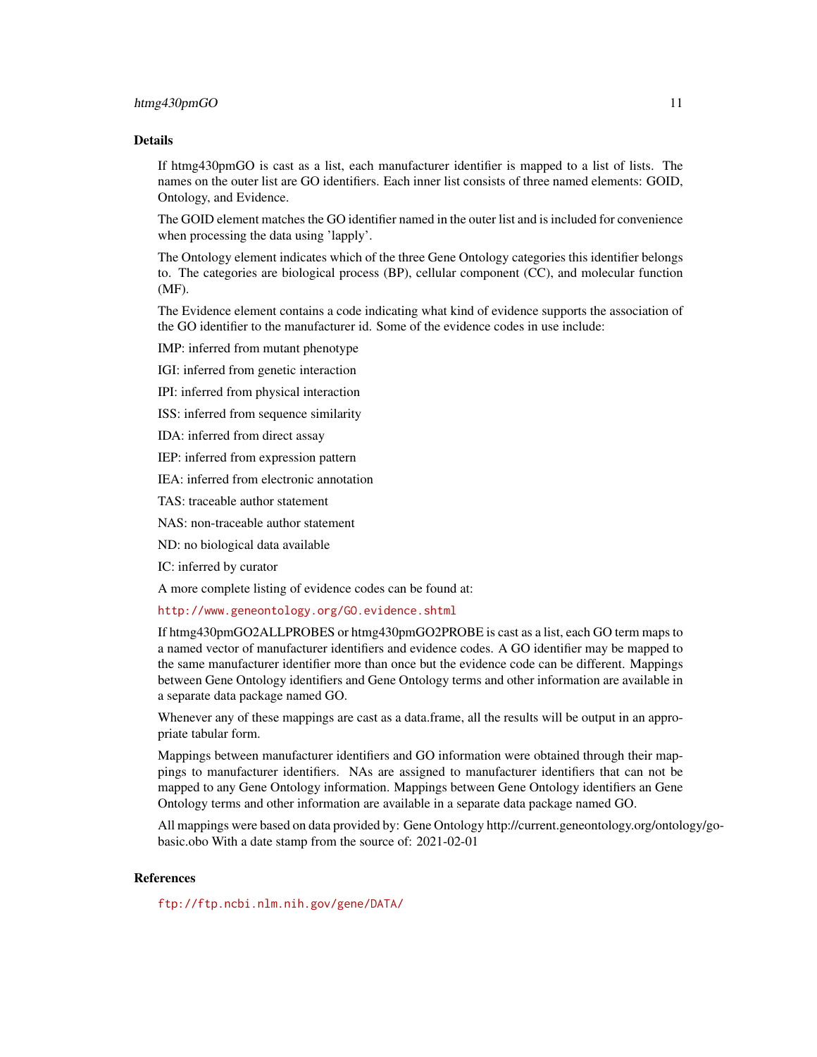## Details

If htmg430pmGO is cast as a list, each manufacturer identifier is mapped to a list of lists. The names on the outer list are GO identifiers. Each inner list consists of three named elements: GOID, Ontology, and Evidence.

The GOID element matches the GO identifier named in the outer list and is included for convenience when processing the data using 'lapply'.

The Ontology element indicates which of the three Gene Ontology categories this identifier belongs to. The categories are biological process (BP), cellular component (CC), and molecular function (MF).

The Evidence element contains a code indicating what kind of evidence supports the association of the GO identifier to the manufacturer id. Some of the evidence codes in use include:

IMP: inferred from mutant phenotype

IGI: inferred from genetic interaction

IPI: inferred from physical interaction

ISS: inferred from sequence similarity

IDA: inferred from direct assay

IEP: inferred from expression pattern

IEA: inferred from electronic annotation

TAS: traceable author statement

NAS: non-traceable author statement

ND: no biological data available

IC: inferred by curator

A more complete listing of evidence codes can be found at:

http://www.geneontology.org/GO.evidence.shtml

If htmg430pmGO2ALLPROBES or htmg430pmGO2PROBE is cast as a list, each GO term maps to a named vector of manufacturer identifiers and evidence codes. A GO identifier may be mapped to the same manufacturer identifier more than once but the evidence code can be different. Mappings between Gene Ontology identifiers and Gene Ontology terms and other information are available in a separate data package named GO.

Whenever any of these mappings are cast as a data.frame, all the results will be output in an appropriate tabular form.

Mappings between manufacturer identifiers and GO information were obtained through their mappings to manufacturer identifiers. NAs are assigned to manufacturer identifiers that can not be mapped to any Gene Ontology information. Mappings between Gene Ontology identifiers an Gene Ontology terms and other information are available in a separate data package named GO.

All mappings were based on data provided by: Gene Ontology http://current.geneontology.org/ontology/go-basic.obo With a date stamp from the source of: 2021-02-01

## References

ftp://ftp.ncbi.nlm.nih.gov/gene/DATA/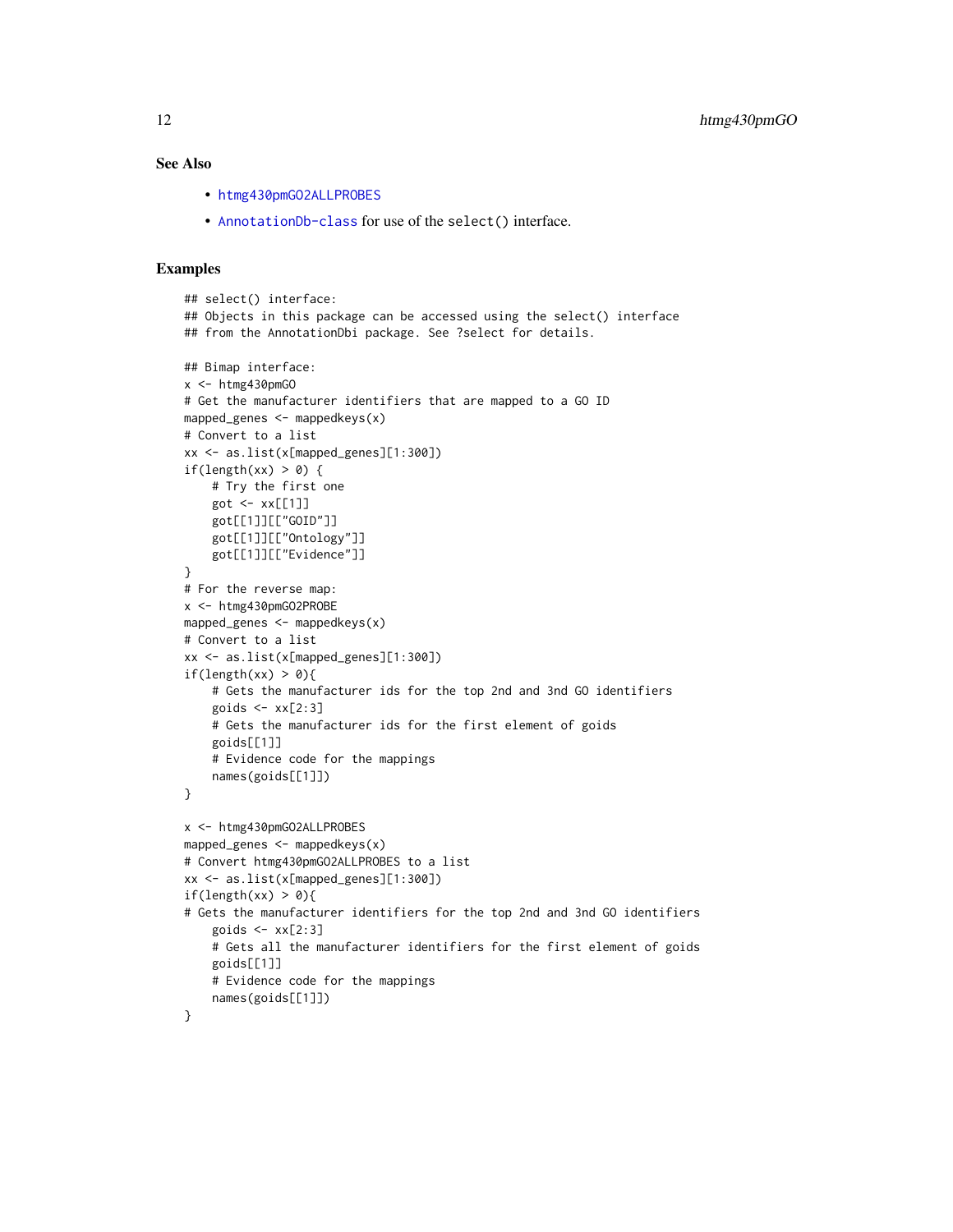## See Also

- `htmg430pmGO2ALLPROBES`
- `AnnotationDb-class` for use of the `select()` interface.

## Examples

```
## select() interface:
## Objects in this package can be accessed using the select() interface
## from the AnnotationDbi package. See ?select for details.

## Bimap interface:
x <- htmg430pmGO
# Get the manufacturer identifiers that are mapped to a GO ID
mapped_genes <- mappedkeys(x)
# Convert to a list
xx <- as.list(x[mapped_genes][1:300])
if(length(xx) > 0) {
    # Try the first one
    got <- xx[[1]]
    got[[1]][["GOID"]]
    got[[1]][["Ontology"]]
    got[[1]][["Evidence"]]
}
# For the reverse map:
x <- htmg430pmGO2PROBE
mapped_genes <- mappedkeys(x)
# Convert to a list
xx <- as.list(x[mapped_genes][1:300])
if(length(xx) > 0){
    # Gets the manufacturer ids for the top 2nd and 3nd GO identifiers
    goids <- xx[2:3]
    # Gets the manufacturer ids for the first element of goids
    goids[[1]]
    # Evidence code for the mappings
    names(goids[[1]])
}

x <- htmg430pmGO2ALLPROBES
mapped_genes <- mappedkeys(x)
# Convert htmg430pmGO2ALLPROBES to a list
xx <- as.list(x[mapped_genes][1:300])
if(length(xx) > 0){
# Gets the manufacturer identifiers for the top 2nd and 3nd GO identifiers
    goids <- xx[2:3]
    # Gets all the manufacturer identifiers for the first element of goids
    goids[[1]]
    # Evidence code for the mappings
    names(goids[[1]])
}
```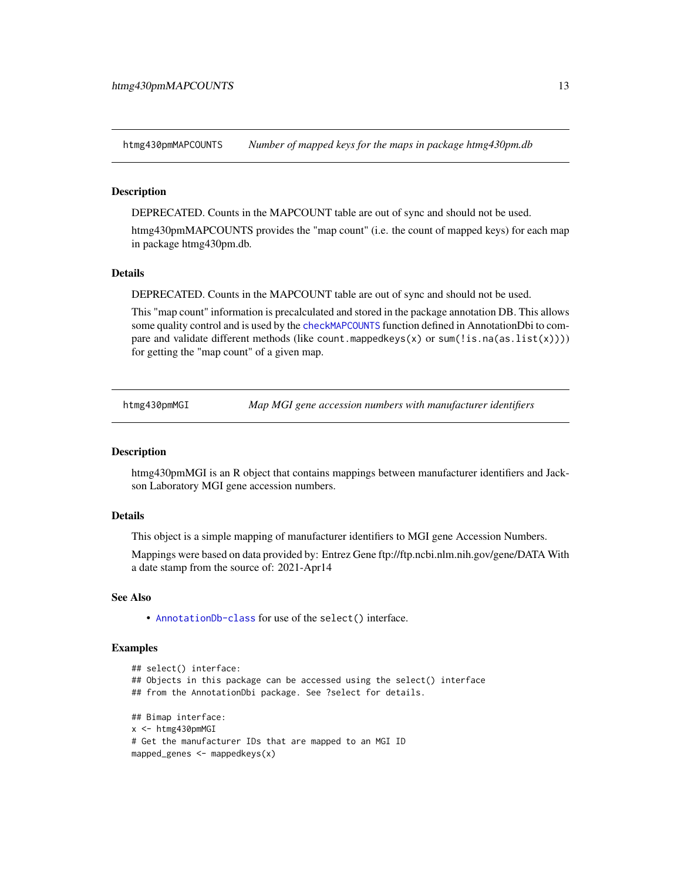## htmg430pmMAPCOUNTS — *Number of mapped keys for the maps in package htmg430pm.db*

### Description

DEPRECATED. Counts in the MAPCOUNT table are out of sync and should not be used.

htmg430pmMAPCOUNTS provides the "map count" (i.e. the count of mapped keys) for each map in package htmg430pm.db.

### Details

DEPRECATED. Counts in the MAPCOUNT table are out of sync and should not be used.

This "map count" information is precalculated and stored in the package annotation DB. This allows some quality control and is used by the `checkMAPCOUNTS` function defined in AnnotationDbi to compare and validate different methods (like `count.mappedkeys(x)` or `sum(!is.na(as.list(x)))`) for getting the "map count" of a given map.

## htmg430pmMGI — *Map MGI gene accession numbers with manufacturer identifiers*

### Description

htmg430pmMGI is an R object that contains mappings between manufacturer identifiers and Jackson Laboratory MGI gene accession numbers.

### Details

This object is a simple mapping of manufacturer identifiers to MGI gene Accession Numbers.

Mappings were based on data provided by: Entrez Gene ftp://ftp.ncbi.nlm.nih.gov/gene/DATA With a date stamp from the source of: 2021-Apr14

### See Also

- `AnnotationDb-class` for use of the `select()` interface.

### Examples

```
## select() interface:
## Objects in this package can be accessed using the select() interface
## from the AnnotationDbi package. See ?select for details.

## Bimap interface:
x <- htmg430pmMGI
# Get the manufacturer IDs that are mapped to an MGI ID
mapped_genes <- mappedkeys(x)
```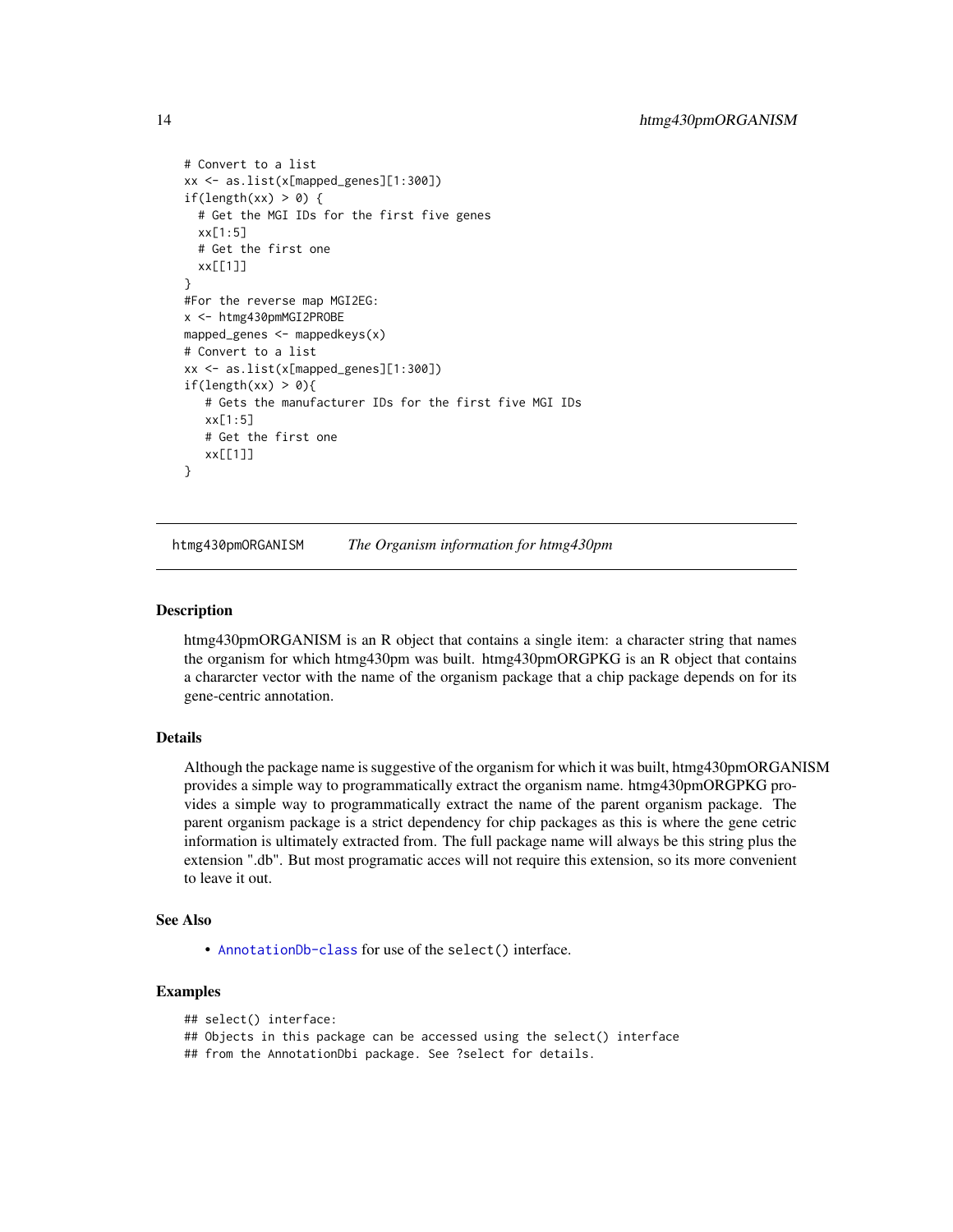```
# Convert to a list
xx <- as.list(x[mapped_genes][1:300])
if(length(xx) > 0) {
  # Get the MGI IDs for the first five genes
  xx[1:5]
  # Get the first one
  xx[[1]]
}
#For the reverse map MGI2EG:
x <- htmg430pmMGI2PROBE
mapped_genes <- mappedkeys(x)
# Convert to a list
xx <- as.list(x[mapped_genes][1:300])
if(length(xx) > 0){
   # Gets the manufacturer IDs for the first five MGI IDs
   xx[1:5]
   # Get the first one
   xx[[1]]
}
```

---

## htmg430pmORGANISM    *The Organism information for htmg430pm*

---

### Description

htmg430pmORGANISM is an R object that contains a single item: a character string that names the organism for which htmg430pm was built. htmg430pmORGPKG is an R object that contains a chararcter vector with the name of the organism package that a chip package depends on for its gene-centric annotation.

### Details

Although the package name is suggestive of the organism for which it was built, htmg430pmORGANISM provides a simple way to programmatically extract the organism name. htmg430pmORGPKG provides a simple way to programmatically extract the name of the parent organism package. The parent organism package is a strict dependency for chip packages as this is where the gene cetric information is ultimately extracted from. The full package name will always be this string plus the extension ".db". But most programatic acces will not require this extension, so its more convenient to leave it out.

### See Also

- `AnnotationDb-class` for use of the `select()` interface.

### Examples

```
## select() interface:
## Objects in this package can be accessed using the select() interface
## from the AnnotationDbi package. See ?select for details.
```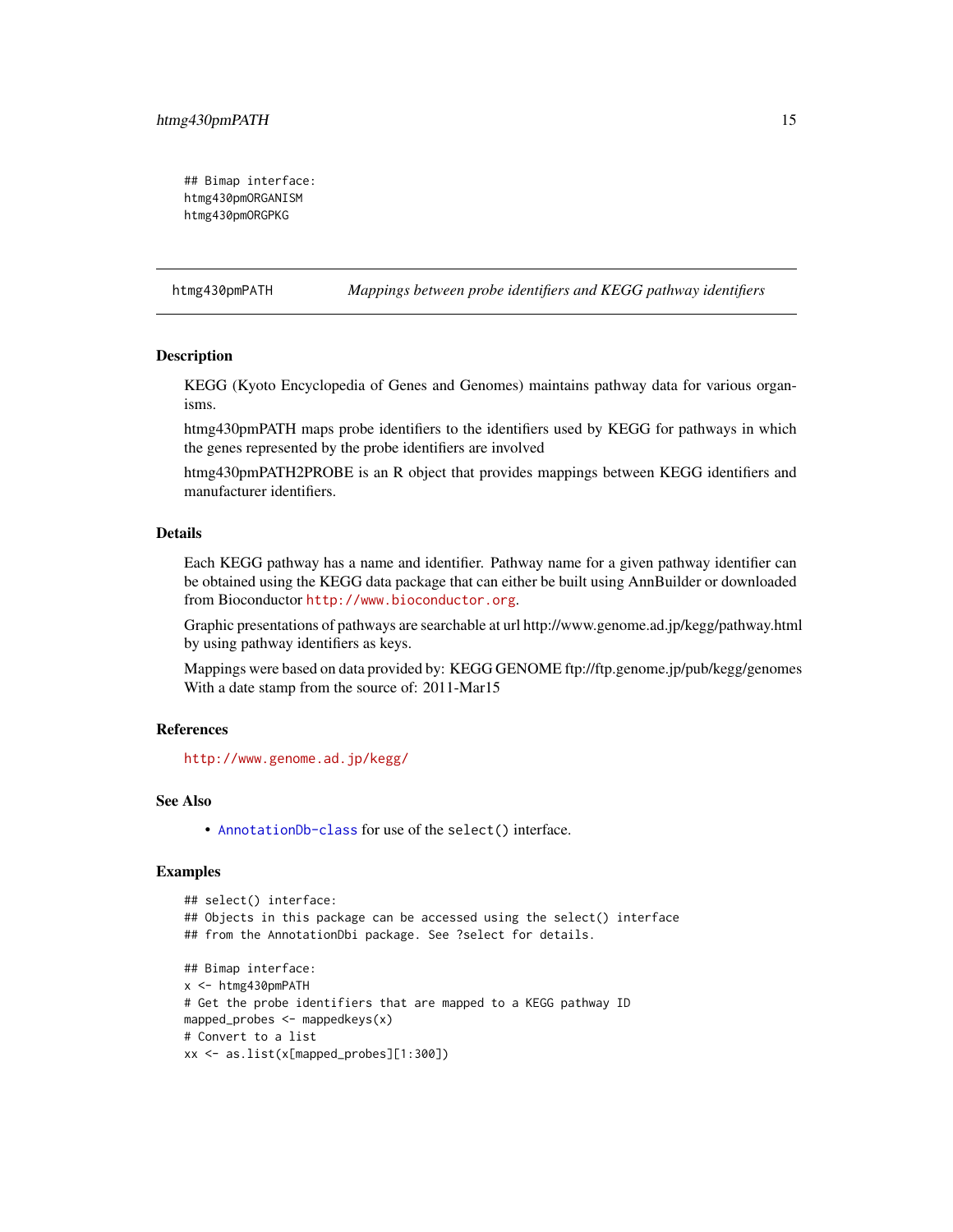```
## Bimap interface:
htmg430pmORGANISM
htmg430pmORGPKG
```

---

htmg430pmPATH *Mappings between probe identifiers and KEGG pathway identifiers*

---

## Description

KEGG (Kyoto Encyclopedia of Genes and Genomes) maintains pathway data for various organisms.

htmg430pmPATH maps probe identifiers to the identifiers used by KEGG for pathways in which the genes represented by the probe identifiers are involved

htmg430pmPATH2PROBE is an R object that provides mappings between KEGG identifiers and manufacturer identifiers.

## Details

Each KEGG pathway has a name and identifier. Pathway name for a given pathway identifier can be obtained using the KEGG data package that can either be built using AnnBuilder or downloaded from Bioconductor http://www.bioconductor.org.

Graphic presentations of pathways are searchable at url http://www.genome.ad.jp/kegg/pathway.html by using pathway identifiers as keys.

Mappings were based on data provided by: KEGG GENOME ftp://ftp.genome.jp/pub/kegg/genomes With a date stamp from the source of: 2011-Mar15

## References

http://www.genome.ad.jp/kegg/

## See Also

- AnnotationDb-class for use of the select() interface.

## Examples

```
## select() interface:
## Objects in this package can be accessed using the select() interface
## from the AnnotationDbi package. See ?select for details.

## Bimap interface:
x <- htmg430pmPATH
# Get the probe identifiers that are mapped to a KEGG pathway ID
mapped_probes <- mappedkeys(x)
# Convert to a list
xx <- as.list(x[mapped_probes][1:300])
```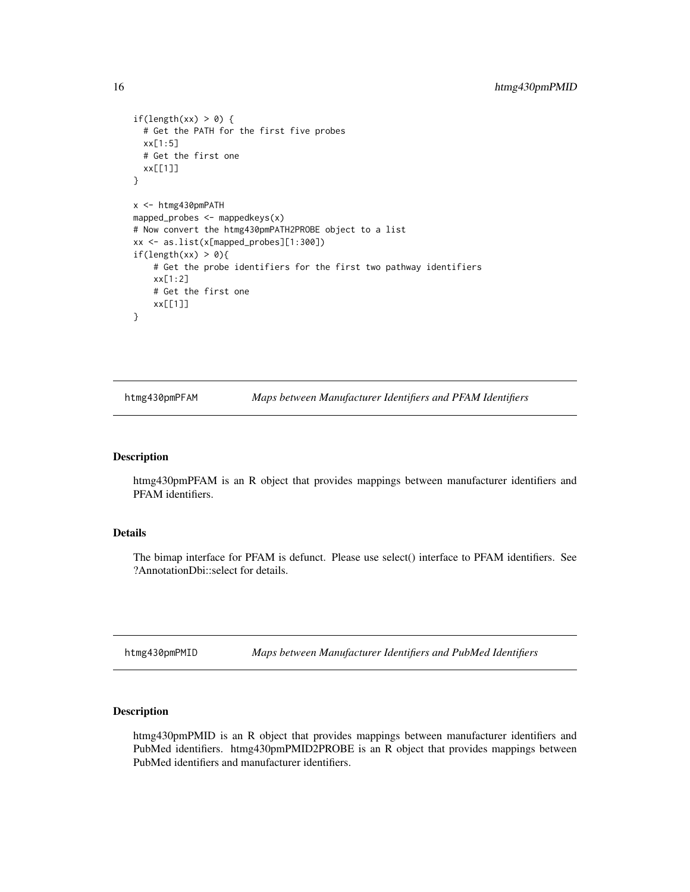```
if(length(xx) > 0) {
  # Get the PATH for the first five probes
  xx[1:5]
  # Get the first one
  xx[[1]]
}

x <- htmg430pmPATH
mapped_probes <- mappedkeys(x)
# Now convert the htmg430pmPATH2PROBE object to a list
xx <- as.list(x[mapped_probes][1:300])
if(length(xx) > 0){
    # Get the probe identifiers for the first two pathway identifiers
    xx[1:2]
    # Get the first one
    xx[[1]]
}
```

## htmg430pmPFAM *Maps between Manufacturer Identifiers and PFAM Identifiers*

### Description

htmg430pmPFAM is an R object that provides mappings between manufacturer identifiers and PFAM identifiers.

### Details

The bimap interface for PFAM is defunct. Please use select() interface to PFAM identifiers. See ?AnnotationDbi::select for details.

## htmg430pmPMID *Maps between Manufacturer Identifiers and PubMed Identifiers*

### Description

htmg430pmPMID is an R object that provides mappings between manufacturer identifiers and PubMed identifiers. htmg430pmPMID2PROBE is an R object that provides mappings between PubMed identifiers and manufacturer identifiers.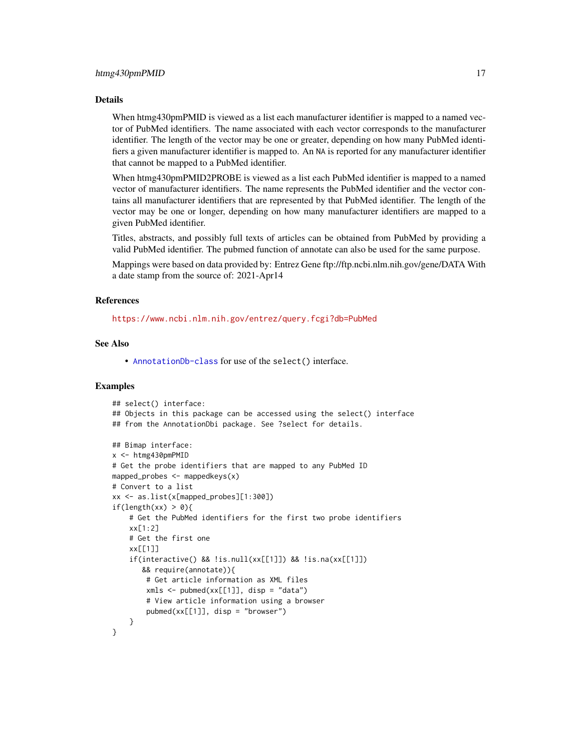## Details

When htmg430pmPMID is viewed as a list each manufacturer identifier is mapped to a named vector of PubMed identifiers. The name associated with each vector corresponds to the manufacturer identifier. The length of the vector may be one or greater, depending on how many PubMed identifiers a given manufacturer identifier is mapped to. An NA is reported for any manufacturer identifier that cannot be mapped to a PubMed identifier.

When htmg430pmPMID2PROBE is viewed as a list each PubMed identifier is mapped to a named vector of manufacturer identifiers. The name represents the PubMed identifier and the vector contains all manufacturer identifiers that are represented by that PubMed identifier. The length of the vector may be one or longer, depending on how many manufacturer identifiers are mapped to a given PubMed identifier.

Titles, abstracts, and possibly full texts of articles can be obtained from PubMed by providing a valid PubMed identifier. The pubmed function of annotate can also be used for the same purpose.

Mappings were based on data provided by: Entrez Gene ftp://ftp.ncbi.nlm.nih.gov/gene/DATA With a date stamp from the source of: 2021-Apr14

## References

https://www.ncbi.nlm.nih.gov/entrez/query.fcgi?db=PubMed

## See Also

- AnnotationDb-class for use of the select() interface.

## Examples

```
## select() interface:
## Objects in this package can be accessed using the select() interface
## from the AnnotationDbi package. See ?select for details.

## Bimap interface:
x <- htmg430pmPMID
# Get the probe identifiers that are mapped to any PubMed ID
mapped_probes <- mappedkeys(x)
# Convert to a list
xx <- as.list(x[mapped_probes][1:300])
if(length(xx) > 0){
    # Get the PubMed identifiers for the first two probe identifiers
    xx[1:2]
    # Get the first one
    xx[[1]]
    if(interactive() && !is.null(xx[[1]]) && !is.na(xx[[1]])
       && require(annotate)){
        # Get article information as XML files
        xmls <- pubmed(xx[[1]], disp = "data")
        # View article information using a browser
        pubmed(xx[[1]], disp = "browser")
    }
}
```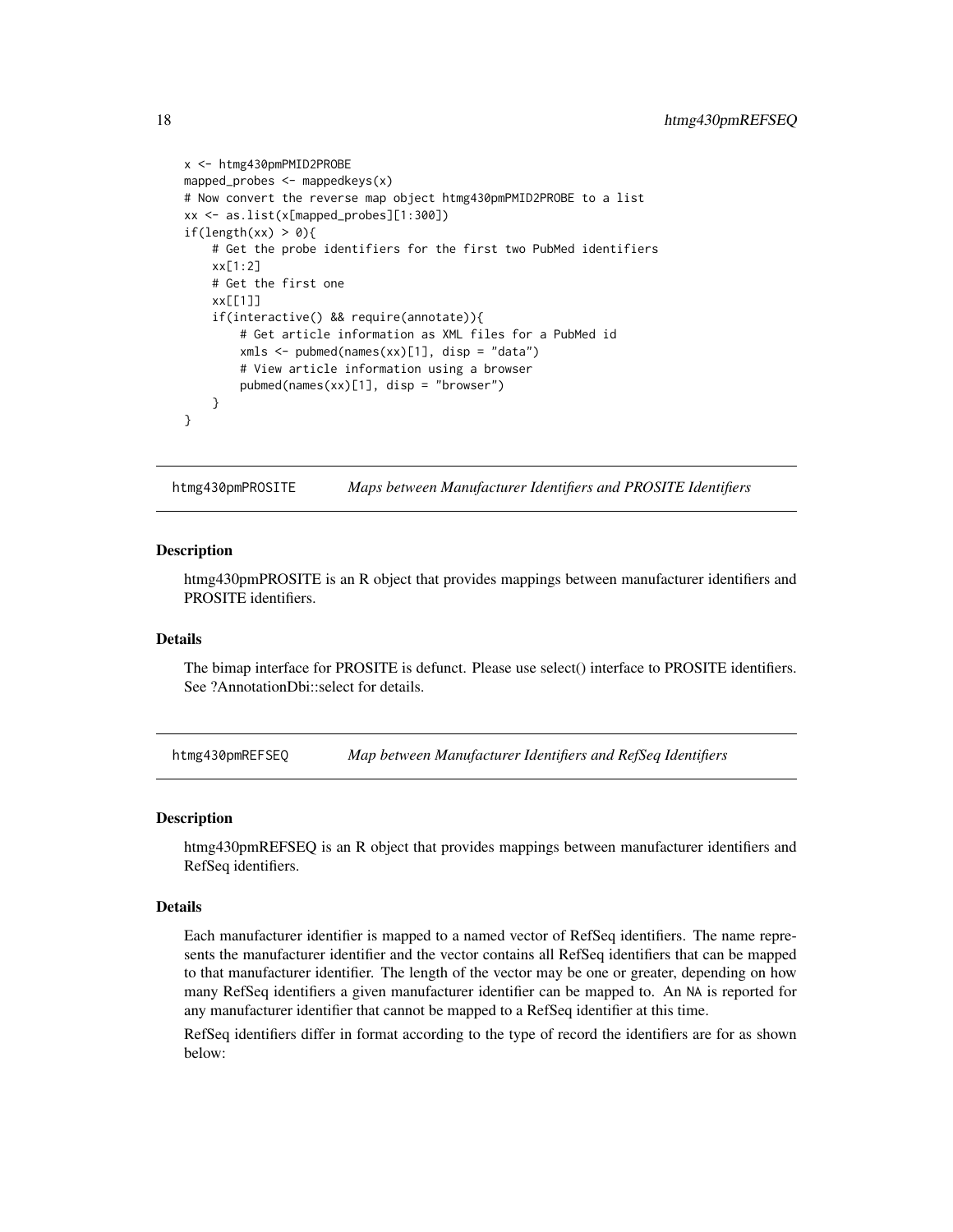```
x <- htmg430pmPMID2PROBE
mapped_probes <- mappedkeys(x)
# Now convert the reverse map object htmg430pmPMID2PROBE to a list
xx <- as.list(x[mapped_probes][1:300])
if(length(xx) > 0){
    # Get the probe identifiers for the first two PubMed identifiers
    xx[1:2]
    # Get the first one
    xx[[1]]
    if(interactive() && require(annotate)){
        # Get article information as XML files for a PubMed id
        xmls <- pubmed(names(xx)[1], disp = "data")
        # View article information using a browser
        pubmed(names(xx)[1], disp = "browser")
    }
}
```

## htmg430pmPROSITE — *Maps between Manufacturer Identifiers and PROSITE Identifiers*

### Description

htmg430pmPROSITE is an R object that provides mappings between manufacturer identifiers and PROSITE identifiers.

### Details

The bimap interface for PROSITE is defunct. Please use select() interface to PROSITE identifiers. See ?AnnotationDbi::select for details.

## htmg430pmREFSEQ — *Map between Manufacturer Identifiers and RefSeq Identifiers*

### Description

htmg430pmREFSEQ is an R object that provides mappings between manufacturer identifiers and RefSeq identifiers.

### Details

Each manufacturer identifier is mapped to a named vector of RefSeq identifiers. The name represents the manufacturer identifier and the vector contains all RefSeq identifiers that can be mapped to that manufacturer identifier. The length of the vector may be one or greater, depending on how many RefSeq identifiers a given manufacturer identifier can be mapped to. An `NA` is reported for any manufacturer identifier that cannot be mapped to a RefSeq identifier at this time.

RefSeq identifiers differ in format according to the type of record the identifiers are for as shown below: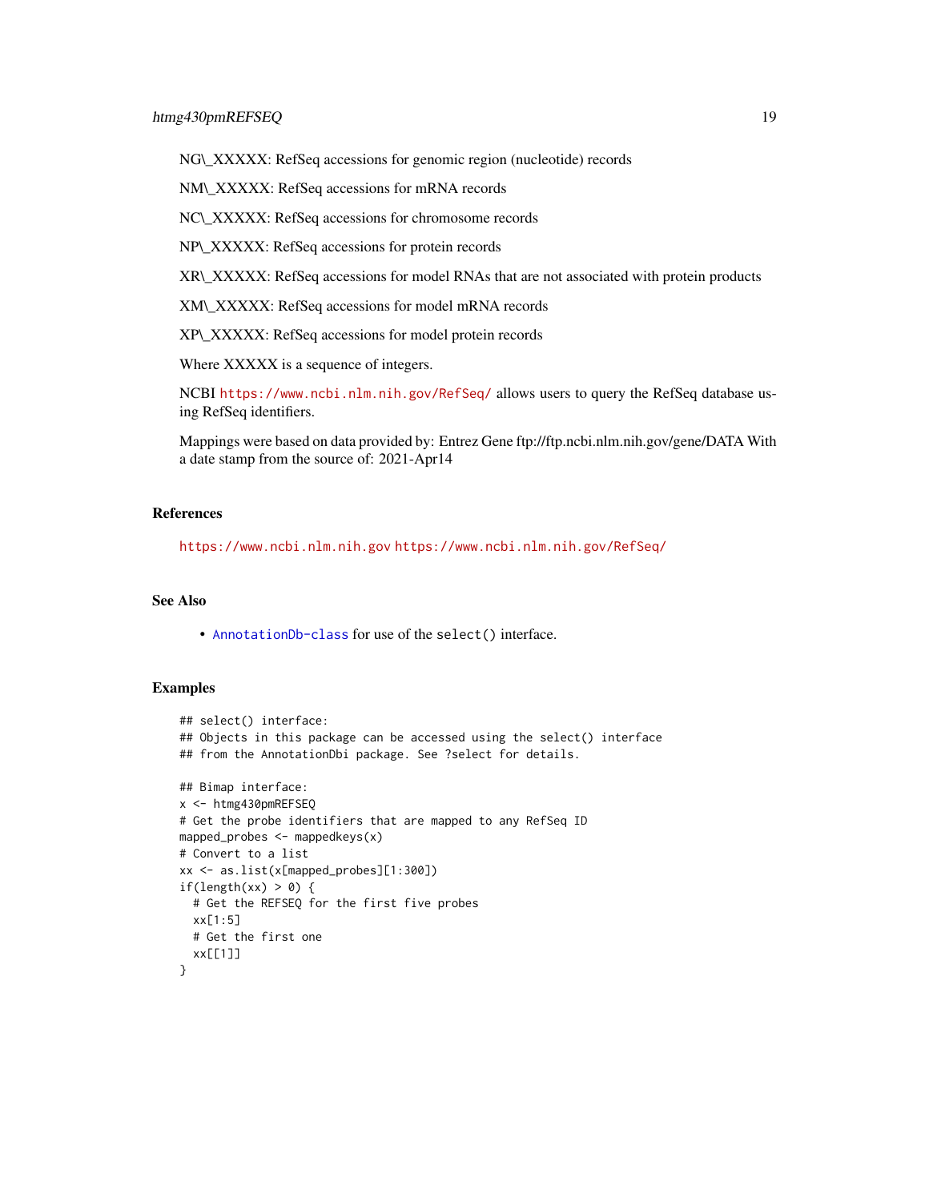NG\_XXXXX: RefSeq accessions for genomic region (nucleotide) records

NM\_XXXXX: RefSeq accessions for mRNA records

NC\_XXXXX: RefSeq accessions for chromosome records

NP\_XXXXX: RefSeq accessions for protein records

XR\_XXXXX: RefSeq accessions for model RNAs that are not associated with protein products

XM\_XXXXX: RefSeq accessions for model mRNA records

XP\_XXXXX: RefSeq accessions for model protein records

Where XXXXX is a sequence of integers.

NCBI https://www.ncbi.nlm.nih.gov/RefSeq/ allows users to query the RefSeq database using RefSeq identifiers.

Mappings were based on data provided by: Entrez Gene ftp://ftp.ncbi.nlm.nih.gov/gene/DATA With a date stamp from the source of: 2021-Apr14

## References

https://www.ncbi.nlm.nih.gov https://www.ncbi.nlm.nih.gov/RefSeq/

## See Also

- AnnotationDb-class for use of the select() interface.

## Examples

```
## select() interface:
## Objects in this package can be accessed using the select() interface
## from the AnnotationDbi package. See ?select for details.

## Bimap interface:
x <- htmg430pmREFSEQ
# Get the probe identifiers that are mapped to any RefSeq ID
mapped_probes <- mappedkeys(x)
# Convert to a list
xx <- as.list(x[mapped_probes][1:300])
if(length(xx) > 0) {
  # Get the REFSEQ for the first five probes
  xx[1:5]
  # Get the first one
  xx[[1]]
}
```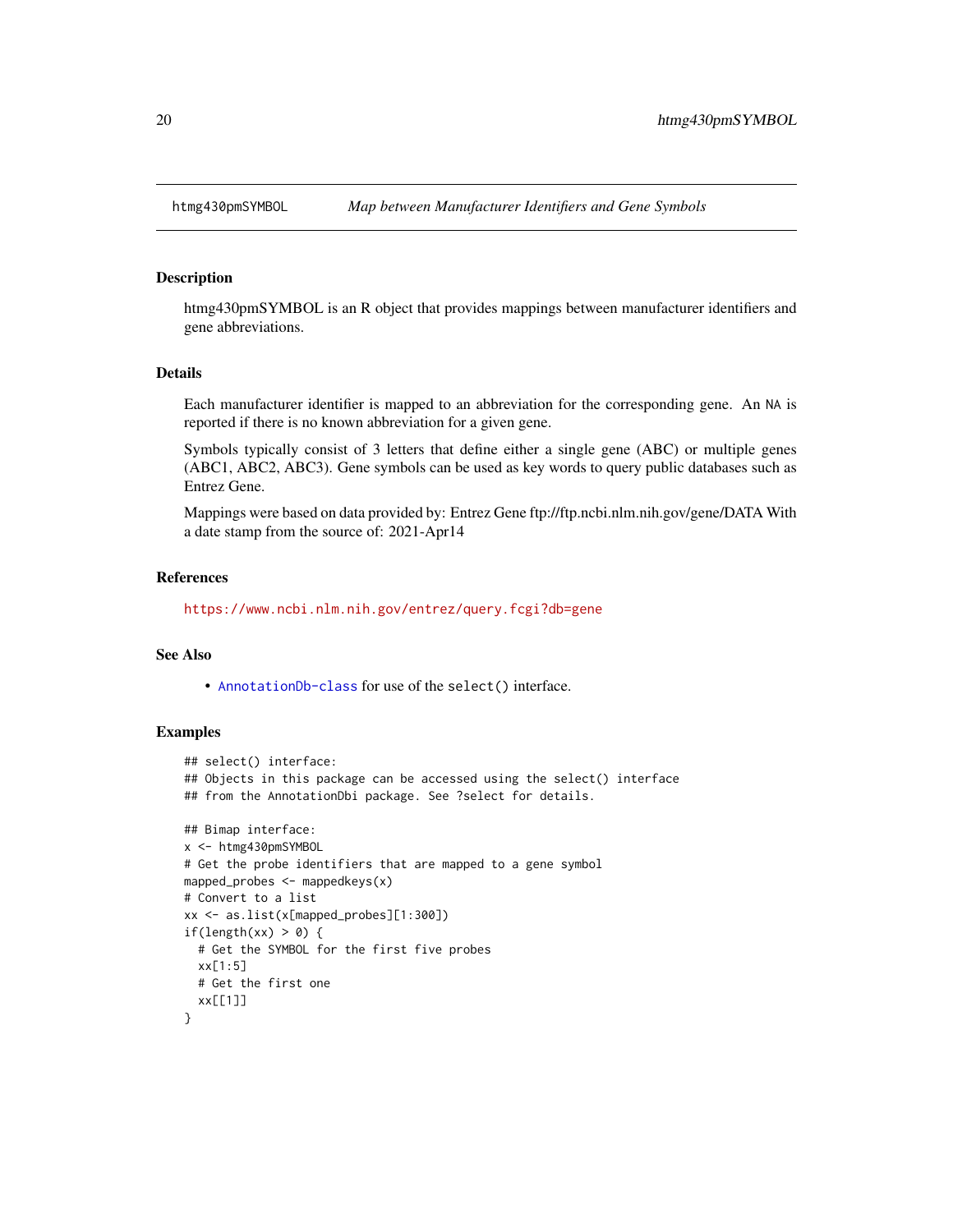# htmg430pmSYMBOL — *Map between Manufacturer Identifiers and Gene Symbols*

## Description

htmg430pmSYMBOL is an R object that provides mappings between manufacturer identifiers and gene abbreviations.

## Details

Each manufacturer identifier is mapped to an abbreviation for the corresponding gene. An `NA` is reported if there is no known abbreviation for a given gene.

Symbols typically consist of 3 letters that define either a single gene (ABC) or multiple genes (ABC1, ABC2, ABC3). Gene symbols can be used as key words to query public databases such as Entrez Gene.

Mappings were based on data provided by: Entrez Gene ftp://ftp.ncbi.nlm.nih.gov/gene/DATA With a date stamp from the source of: 2021-Apr14

## References

https://www.ncbi.nlm.nih.gov/entrez/query.fcgi?db=gene

## See Also

- `AnnotationDb-class` for use of the `select()` interface.

## Examples

```
## select() interface:
## Objects in this package can be accessed using the select() interface
## from the AnnotationDbi package. See ?select for details.

## Bimap interface:
x <- htmg430pmSYMBOL
# Get the probe identifiers that are mapped to a gene symbol
mapped_probes <- mappedkeys(x)
# Convert to a list
xx <- as.list(x[mapped_probes][1:300])
if(length(xx) > 0) {
  # Get the SYMBOL for the first five probes
  xx[1:5]
  # Get the first one
  xx[[1]]
}
```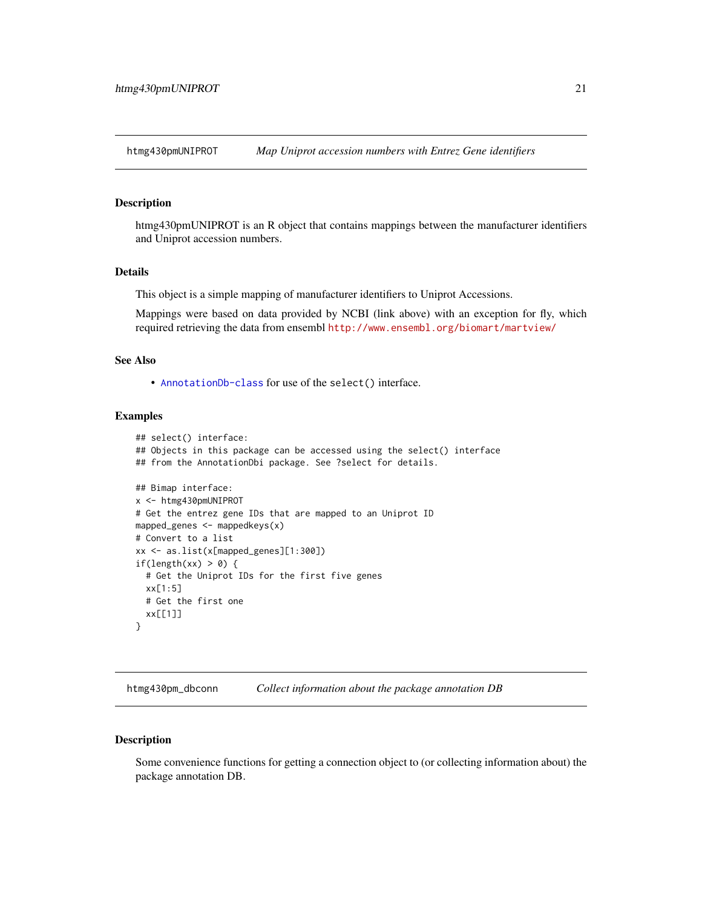## htmg430pmUNIPROT *Map Uniprot accession numbers with Entrez Gene identifiers*

### Description

htmg430pmUNIPROT is an R object that contains mappings between the manufacturer identifiers and Uniprot accession numbers.

### Details

This object is a simple mapping of manufacturer identifiers to Uniprot Accessions.

Mappings were based on data provided by NCBI (link above) with an exception for fly, which required retrieving the data from ensembl http://www.ensembl.org/biomart/martview/

### See Also

- AnnotationDb-class for use of the select() interface.

### Examples

```
## select() interface:
## Objects in this package can be accessed using the select() interface
## from the AnnotationDbi package. See ?select for details.

## Bimap interface:
x <- htmg430pmUNIPROT
# Get the entrez gene IDs that are mapped to an Uniprot ID
mapped_genes <- mappedkeys(x)
# Convert to a list
xx <- as.list(x[mapped_genes][1:300])
if(length(xx) > 0) {
  # Get the Uniprot IDs for the first five genes
  xx[1:5]
  # Get the first one
  xx[[1]]
}
```

## htmg430pm_dbconn *Collect information about the package annotation DB*

### Description

Some convenience functions for getting a connection object to (or collecting information about) the package annotation DB.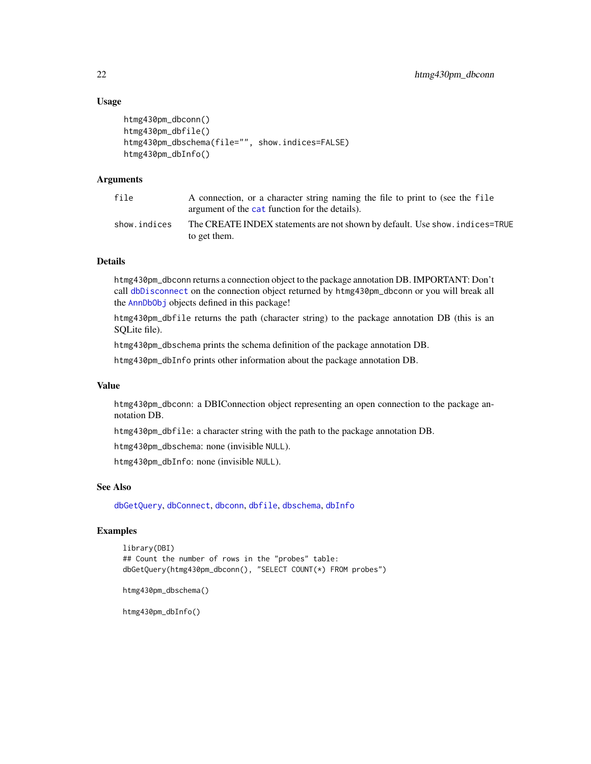### Usage

```
htmg430pm_dbconn()
htmg430pm_dbfile()
htmg430pm_dbschema(file="", show.indices=FALSE)
htmg430pm_dbInfo()
```

### Arguments

| | |
|---|---|
| file | A connection, or a character string naming the file to print to (see the file argument of the cat function for the details). |
| show.indices | The CREATE INDEX statements are not shown by default. Use show.indices=TRUE to get them. |

### Details

htmg430pm_dbconn returns a connection object to the package annotation DB. IMPORTANT: Don't call dbDisconnect on the connection object returned by htmg430pm_dbconn or you will break all the AnnDbObj objects defined in this package!

htmg430pm_dbfile returns the path (character string) to the package annotation DB (this is an SQLite file).

htmg430pm_dbschema prints the schema definition of the package annotation DB.

htmg430pm_dbInfo prints other information about the package annotation DB.

### Value

htmg430pm_dbconn: a DBIConnection object representing an open connection to the package annotation DB.

htmg430pm_dbfile: a character string with the path to the package annotation DB.

htmg430pm_dbschema: none (invisible NULL).

htmg430pm_dbInfo: none (invisible NULL).

### See Also

dbGetQuery, dbConnect, dbconn, dbfile, dbschema, dbInfo

### Examples

```
library(DBI)
## Count the number of rows in the "probes" table:
dbGetQuery(htmg430pm_dbconn(), "SELECT COUNT(*) FROM probes")

htmg430pm_dbschema()

htmg430pm_dbInfo()
```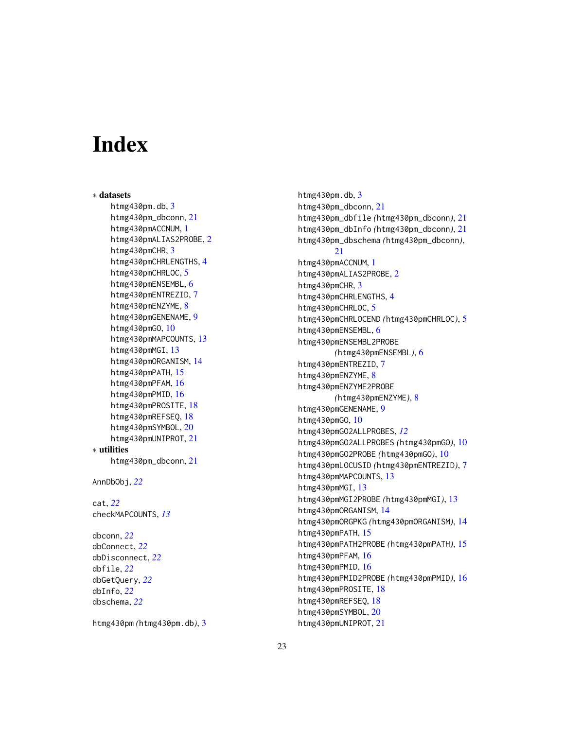# Index

∗ **datasets**

htmg430pm.db, 3
htmg430pm_dbconn, 21
htmg430pmACCNUM, 1
htmg430pmALIAS2PROBE, 2
htmg430pmCHR, 3
htmg430pmCHRLENGTHS, 4
htmg430pmCHRLOC, 5
htmg430pmENSEMBL, 6
htmg430pmENTREZID, 7
htmg430pmENZYME, 8
htmg430pmGENENAME, 9
htmg430pmGO, 10
htmg430pmMAPCOUNTS, 13
htmg430pmMGI, 13
htmg430pmORGANISM, 14
htmg430pmPATH, 15
htmg430pmPFAM, 16
htmg430pmPMID, 16
htmg430pmPROSITE, 18
htmg430pmREFSEQ, 18
htmg430pmSYMBOL, 20
htmg430pmUNIPROT, 21

∗ **utilities**

htmg430pm_dbconn, 21

AnnDbObj, *22*

cat, *22*
checkMAPCOUNTS, *13*

dbconn, *22*
dbConnect, *22*
dbDisconnect, *22*
dbfile, *22*
dbGetQuery, *22*
dbInfo, *22*
dbschema, *22*

htmg430pm *(*htmg430pm.db*)*, 3
htmg430pm.db, 3
htmg430pm_dbconn, 21
htmg430pm_dbfile *(*htmg430pm_dbconn*)*, 21
htmg430pm_dbInfo *(*htmg430pm_dbconn*)*, 21
htmg430pm_dbschema *(*htmg430pm_dbconn*)*, 21
htmg430pmACCNUM, 1
htmg430pmALIAS2PROBE, 2
htmg430pmCHR, 3
htmg430pmCHRLENGTHS, 4
htmg430pmCHRLOC, 5
htmg430pmCHRLOCEND *(*htmg430pmCHRLOC*)*, 5
htmg430pmENSEMBL, 6
htmg430pmENSEMBL2PROBE *(*htmg430pmENSEMBL*)*, 6
htmg430pmENTREZID, 7
htmg430pmENZYME, 8
htmg430pmENZYME2PROBE *(*htmg430pmENZYME*)*, 8
htmg430pmGENENAME, 9
htmg430pmGO, 10
htmg430pmGO2ALLPROBES, *12*
htmg430pmGO2ALLPROBES *(*htmg430pmGO*)*, 10
htmg430pmGO2PROBE *(*htmg430pmGO*)*, 10
htmg430pmLOCUSID *(*htmg430pmENTREZID*)*, 7
htmg430pmMAPCOUNTS, 13
htmg430pmMGI, 13
htmg430pmMGI2PROBE *(*htmg430pmMGI*)*, 13
htmg430pmORGANISM, 14
htmg430pmORGPKG *(*htmg430pmORGANISM*)*, 14
htmg430pmPATH, 15
htmg430pmPATH2PROBE *(*htmg430pmPATH*)*, 15
htmg430pmPFAM, 16
htmg430pmPMID, 16
htmg430pmPMID2PROBE *(*htmg430pmPMID*)*, 16
htmg430pmPROSITE, 18
htmg430pmREFSEQ, 18
htmg430pmSYMBOL, 20
htmg430pmUNIPROT, 21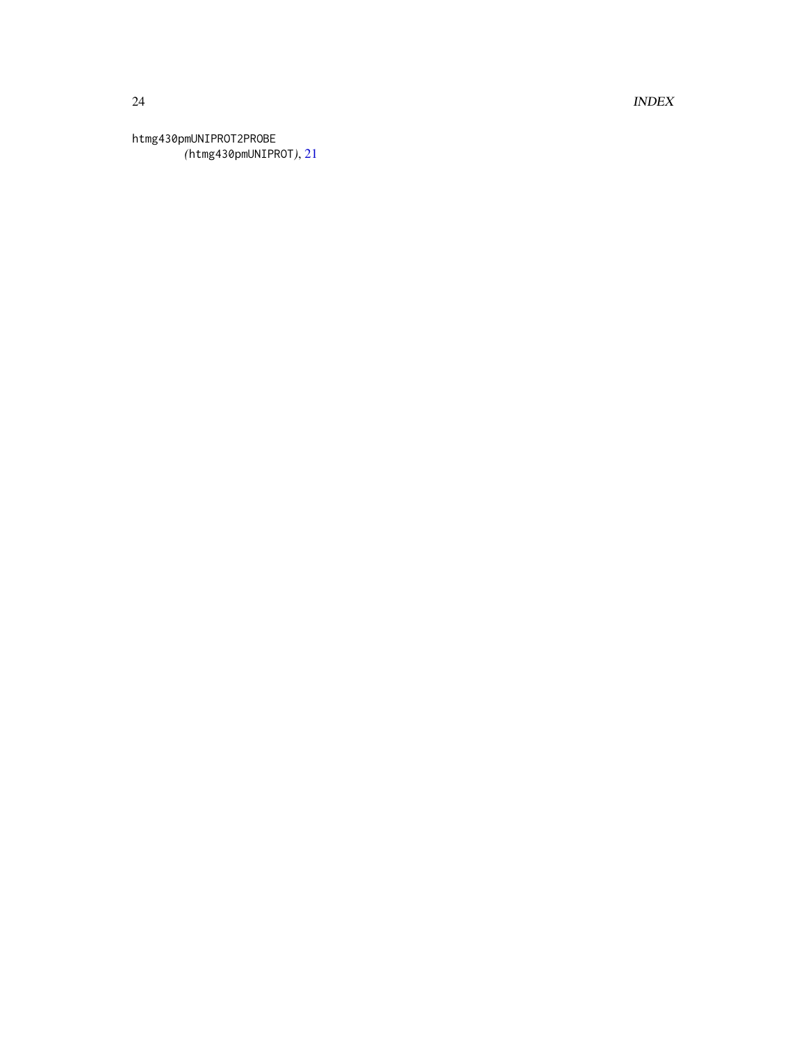htmg430pmUNIPROT2PROBE
(htmg430pmUNIPROT), 21